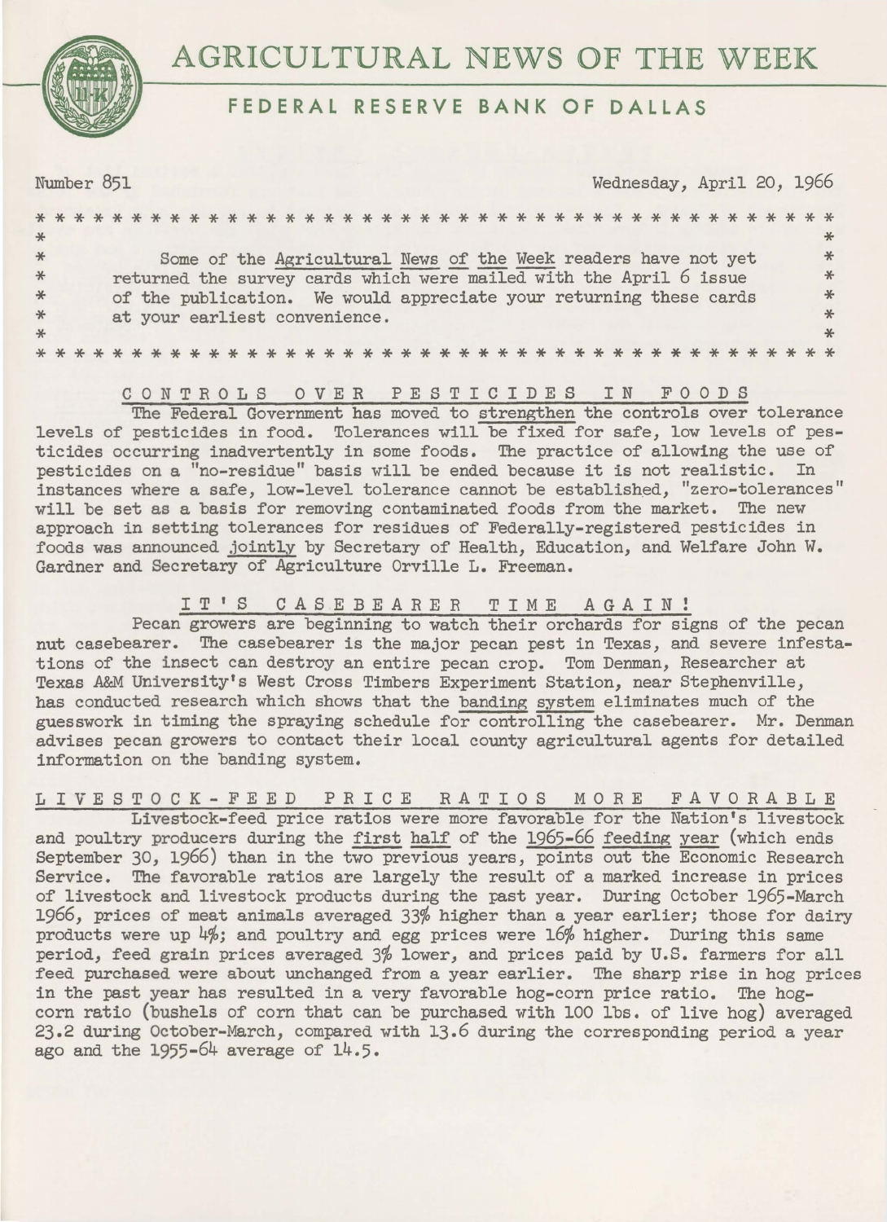# AGRICULTURAL NEWS OF THE WEEK

## FEDERAL RESERVE BANK OF DALLAS

Number 851 Wednesday, April 20, 1966

> Some of the Agricultural News of the Week readers have not yet returned the survey cards which were mailed with the April 6 issue of the publication. We would appreciate your returning these cards at your earliest convenience.

### CONTROLS OVER PESTICIDES IN FOODS

The Federal Government has moved to strengthen the controls over tolerance levels of pesticides in food. Tolerances will be fixed for safe, low levels of pesticides occurring inadvertently in some foods. The practice of allowing the use of pesticides on a "no-residue" basis will be ended because it is not realistic. In instances where a safe, low-level tolerance cannot be established, "zero-tolerances" will be set as a basis for removing contaminated foods from the market. The new approach in setting tolerances for residues of Federally-registered pesticides in foods was announced jointly by Secretary of Health, Education, and Welfare John W. Gardner and Secretary of Agriculture Orville L. Freeman.

### IT'S CASEBEARER TIME AGAIN!

Pecan growers are beginning to watch their orchards for signs of the pecan nut casebearer. The casebearer is the major pecan pest in Texas, and severe infestations of the insect can destroy an entire pecan crop. Tom Denman, Researcher at Texas A&M University's West Cross Timbers Experiment Station, near Stephenville, has conducted research which shows that the banding system eliminates much of the guesswork in timing the spraying schedule for controlling the casebearer. Mr. Denman advises pecan growers to contact their local county agricultural agents for detailed information on the banding system.

### LIVESTOCK-FEED PRICE RATIOS MORE FAVORABLE

Livestock-feed price ratios were more favorable for the Nation's livestock and poultry producers during the first half of the 1965-66 feeding year (which ends September 30, 1966) than in the two previous years, points out the Economic Research Service. The favorable ratios are largely the result of a marked increase in prices of livestock and livestock products during the past year. During October 1965-March 1966, prices of meat animals averaged 33% higher than a year earlier; those for dairy products were up 4%; and poultry and egg prices were 16% higher. During this same period, feed grain prices averaged 3% lower, and prices paid by U.S. farmers for all feed purchased were about unchanged from a year earlier. The sharp rise in hog prices in the past year has resulted in a very favorable hog-corn price ratio. The hog-corn ratio (bushels of corn that can be purchased with 100 lbs. of live hog) averaged 23.2 during October-March, compared with 13.6 during the corresponding period a year ago and the 1955-64 average of 14.5.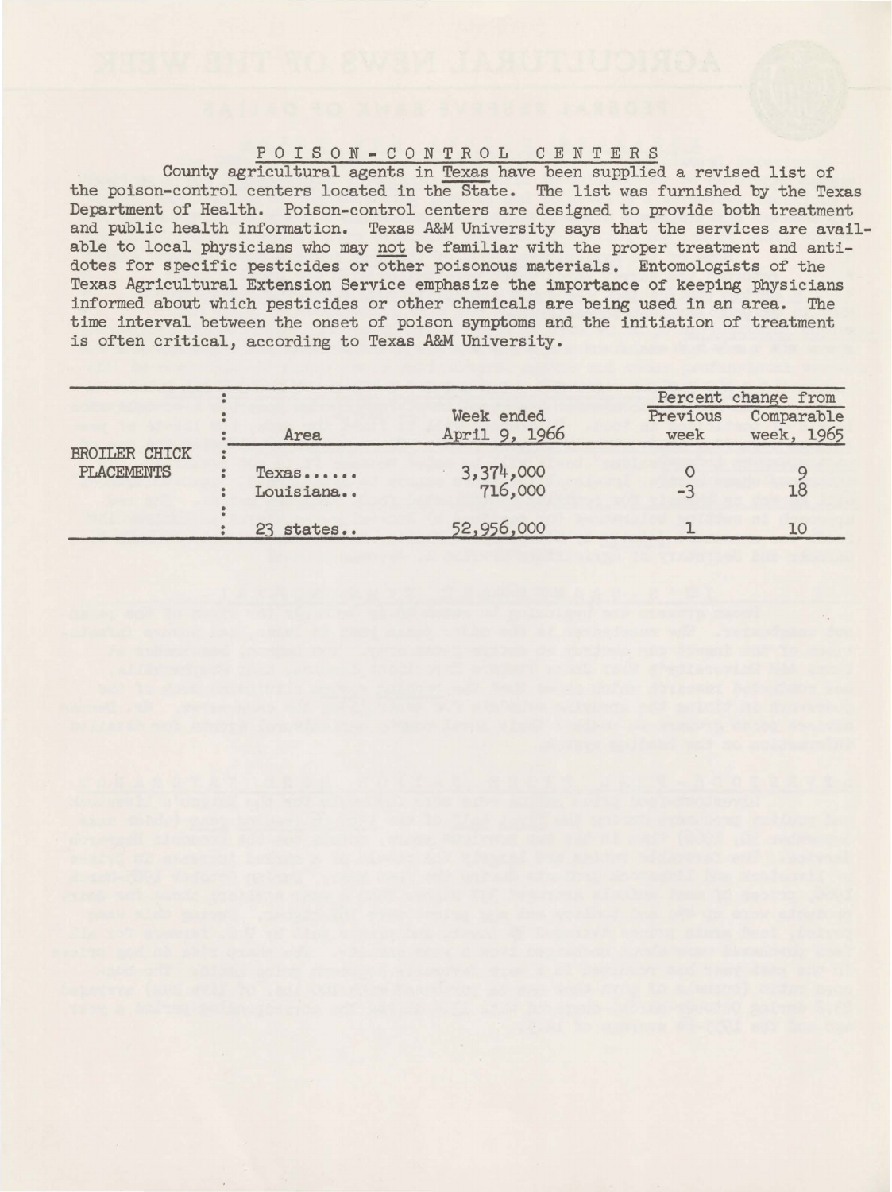## POISON-CONTROL CENTERS

County agricultural agents in Texas have been supplied a revised list of the poison-control centers located in the State. The list was furnished by the Texas Department of Health. Poison-control centers are designed to provide both treatment and public health information. Texas A&M University says that the services are available to local physicians who may not be familiar with the proper treatment and antidotes for specific pesticides or other poisonous materials. Entomologists of the Texas Agricultural Extension Service emphasize the importance of keeping physicians informed about which pesticides or other chemicals are being used in an area. The time interval between the onset of poison symptoms and the initiation of treatment is often critical, according to Texas A&M University.

| | Area | Week ended April 9, 1966 | Percent change from | |
|---|---|---|---|---|
| | | | Previous week | Comparable week, 1965 |
| BROILER CHICK PLACEMENTS | Texas...... | 3,374,000 | 0 | 9 |
| | Louisiana.. | 716,000 | -3 | 18 |
| | 23 states.. | 52,956,000 | 1 | 10 |